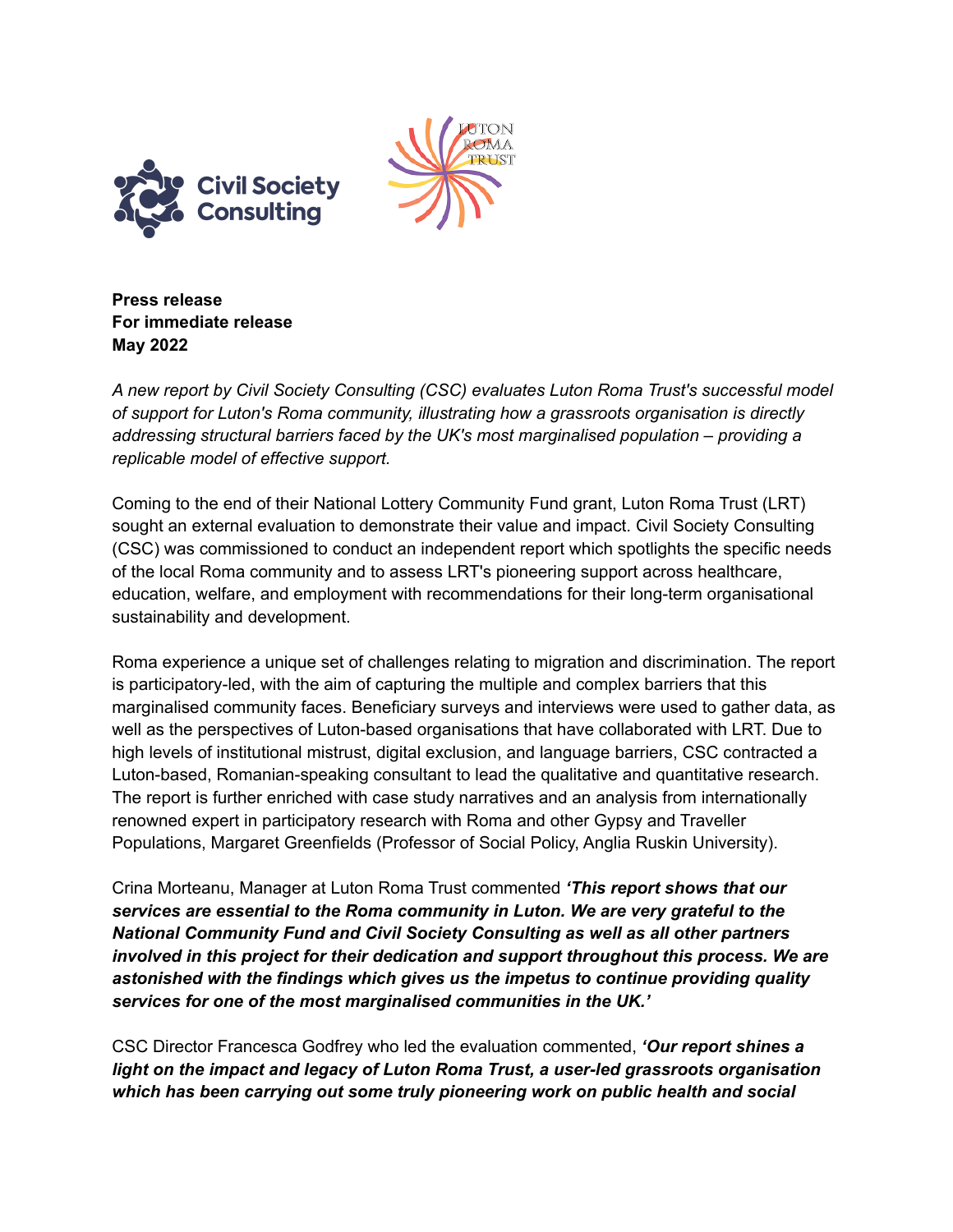**Press release**
**For immediate release**
**May 2022**

*A new report by Civil Society Consulting (CSC) evaluates Luton Roma Trust's successful model of support for Luton's Roma community, illustrating how a grassroots organisation is directly addressing structural barriers faced by the UK's most marginalised population – providing a replicable model of effective support.*

Coming to the end of their National Lottery Community Fund grant, Luton Roma Trust (LRT) sought an external evaluation to demonstrate their value and impact. Civil Society Consulting (CSC) was commissioned to conduct an independent report which spotlights the specific needs of the local Roma community and to assess LRT's pioneering support across healthcare, education, welfare, and employment with recommendations for their long-term organisational sustainability and development.

Roma experience a unique set of challenges relating to migration and discrimination. The report is participatory-led, with the aim of capturing the multiple and complex barriers that this marginalised community faces. Beneficiary surveys and interviews were used to gather data, as well as the perspectives of Luton-based organisations that have collaborated with LRT. Due to high levels of institutional mistrust, digital exclusion, and language barriers, CSC contracted a Luton-based, Romanian-speaking consultant to lead the qualitative and quantitative research. The report is further enriched with case study narratives and an analysis from internationally renowned expert in participatory research with Roma and other Gypsy and Traveller Populations, Margaret Greenfields (Professor of Social Policy, Anglia Ruskin University).

Crina Morteanu, Manager at Luton Roma Trust commented ***'This report shows that our services are essential to the Roma community in Luton. We are very grateful to the National Community Fund and Civil Society Consulting as well as all other partners involved in this project for their dedication and support throughout this process. We are astonished with the findings which gives us the impetus to continue providing quality services for one of the most marginalised communities in the UK.'***

CSC Director Francesca Godfrey who led the evaluation commented, ***'Our report shines a light on the impact and legacy of Luton Roma Trust, a user-led grassroots organisation which has been carrying out some truly pioneering work on public health and social***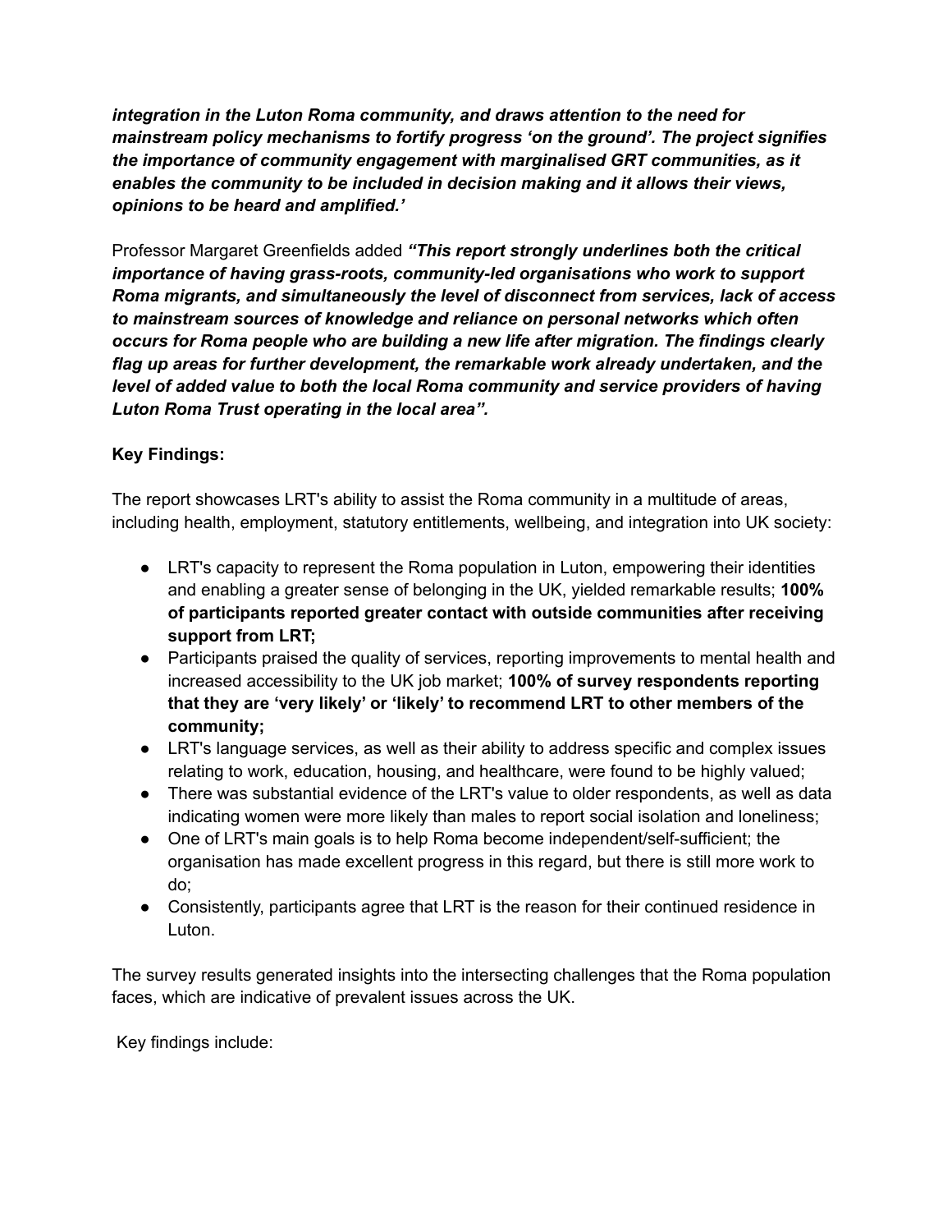***integration in the Luton Roma community, and draws attention to the need for mainstream policy mechanisms to fortify progress 'on the ground'. The project signifies the importance of community engagement with marginalised GRT communities, as it enables the community to be included in decision making and it allows their views, opinions to be heard and amplified.'***

Professor Margaret Greenfields added ***"This report strongly underlines both the critical importance of having grass-roots, community-led organisations who work to support Roma migrants, and simultaneously the level of disconnect from services, lack of access to mainstream sources of knowledge and reliance on personal networks which often occurs for Roma people who are building a new life after migration. The findings clearly flag up areas for further development, the remarkable work already undertaken, and the level of added value to both the local Roma community and service providers of having Luton Roma Trust operating in the local area".***

**Key Findings:**

The report showcases LRT's ability to assist the Roma community in a multitude of areas, including health, employment, statutory entitlements, wellbeing, and integration into UK society:

- LRT's capacity to represent the Roma population in Luton, empowering their identities and enabling a greater sense of belonging in the UK, yielded remarkable results; **100% of participants reported greater contact with outside communities after receiving support from LRT;**
- Participants praised the quality of services, reporting improvements to mental health and increased accessibility to the UK job market; **100% of survey respondents reporting that they are 'very likely' or 'likely' to recommend LRT to other members of the community;**
- LRT's language services, as well as their ability to address specific and complex issues relating to work, education, housing, and healthcare, were found to be highly valued;
- There was substantial evidence of the LRT's value to older respondents, as well as data indicating women were more likely than males to report social isolation and loneliness;
- One of LRT's main goals is to help Roma become independent/self-sufficient; the organisation has made excellent progress in this regard, but there is still more work to do;
- Consistently, participants agree that LRT is the reason for their continued residence in Luton.

The survey results generated insights into the intersecting challenges that the Roma population faces, which are indicative of prevalent issues across the UK.

Key findings include: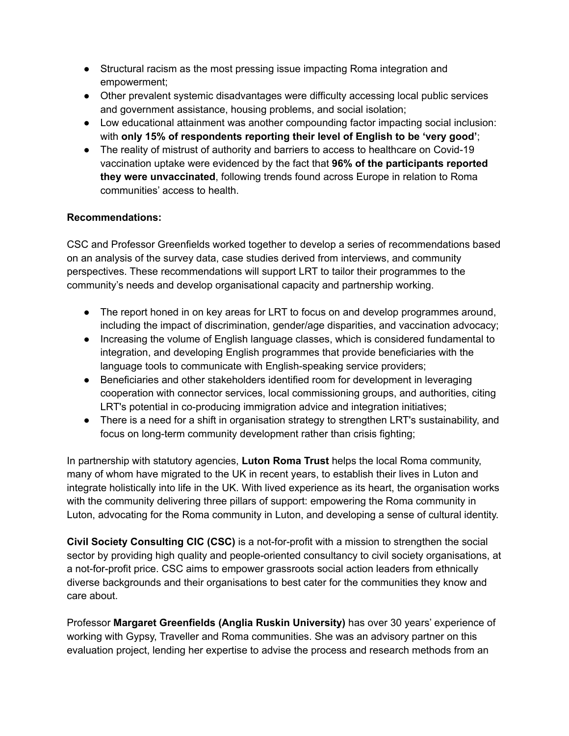- Structural racism as the most pressing issue impacting Roma integration and empowerment;
- Other prevalent systemic disadvantages were difficulty accessing local public services and government assistance, housing problems, and social isolation;
- Low educational attainment was another compounding factor impacting social inclusion: with **only 15% of respondents reporting their level of English to be 'very good'**;
- The reality of mistrust of authority and barriers to access to healthcare on Covid-19 vaccination uptake were evidenced by the fact that **96% of the participants reported they were unvaccinated**, following trends found across Europe in relation to Roma communities' access to health.

**Recommendations:**

CSC and Professor Greenfields worked together to develop a series of recommendations based on an analysis of the survey data, case studies derived from interviews, and community perspectives. These recommendations will support LRT to tailor their programmes to the community's needs and develop organisational capacity and partnership working.

- The report honed in on key areas for LRT to focus on and develop programmes around, including the impact of discrimination, gender/age disparities, and vaccination advocacy;
- Increasing the volume of English language classes, which is considered fundamental to integration, and developing English programmes that provide beneficiaries with the language tools to communicate with English-speaking service providers;
- Beneficiaries and other stakeholders identified room for development in leveraging cooperation with connector services, local commissioning groups, and authorities, citing LRT's potential in co-producing immigration advice and integration initiatives;
- There is a need for a shift in organisation strategy to strengthen LRT's sustainability, and focus on long-term community development rather than crisis fighting;

In partnership with statutory agencies, **Luton Roma Trust** helps the local Roma community, many of whom have migrated to the UK in recent years, to establish their lives in Luton and integrate holistically into life in the UK. With lived experience as its heart, the organisation works with the community delivering three pillars of support: empowering the Roma community in Luton, advocating for the Roma community in Luton, and developing a sense of cultural identity.

**Civil Society Consulting CIC (CSC)** is a not-for-profit with a mission to strengthen the social sector by providing high quality and people-oriented consultancy to civil society organisations, at a not-for-profit price. CSC aims to empower grassroots social action leaders from ethnically diverse backgrounds and their organisations to best cater for the communities they know and care about.

Professor **Margaret Greenfields (Anglia Ruskin University)** has over 30 years' experience of working with Gypsy, Traveller and Roma communities. She was an advisory partner on this evaluation project, lending her expertise to advise the process and research methods from an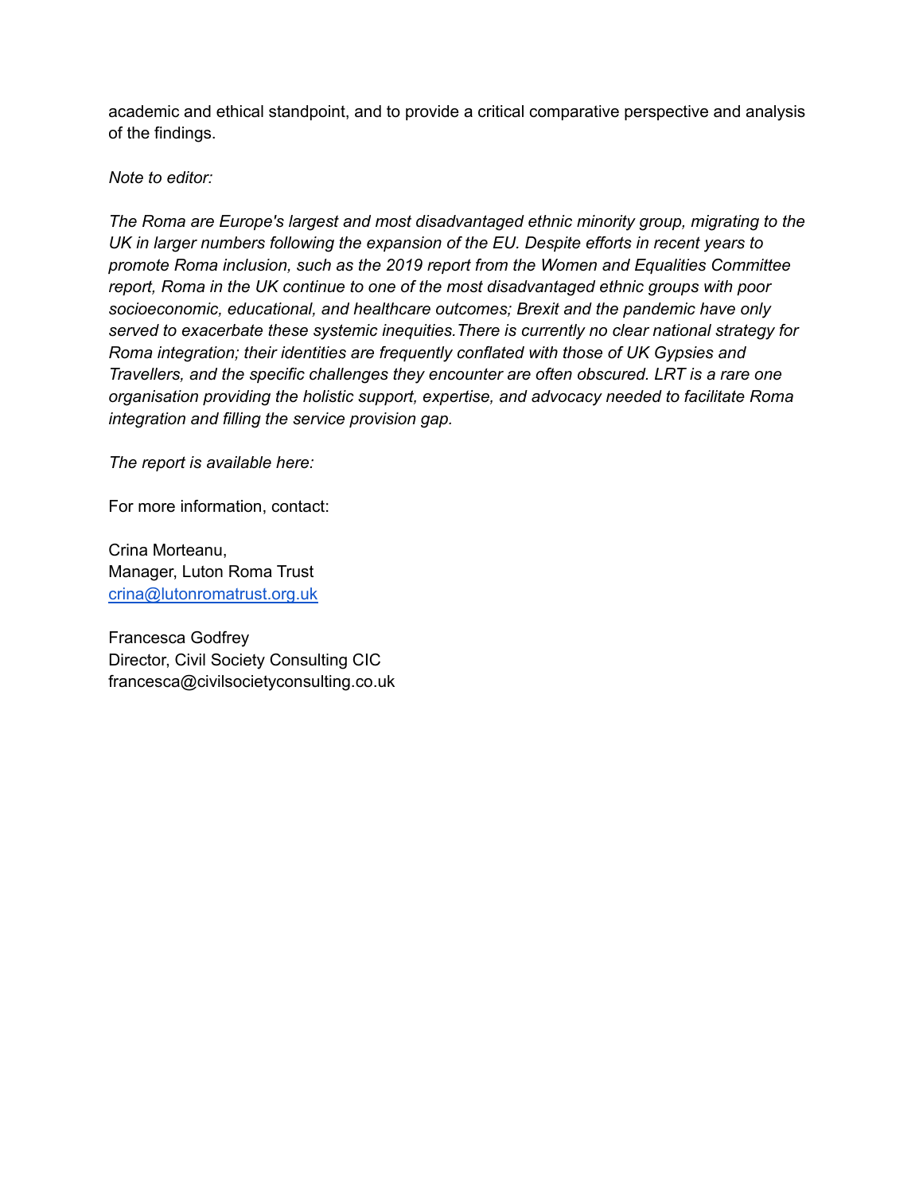academic and ethical standpoint, and to provide a critical comparative perspective and analysis of the findings.

*Note to editor:*

*The Roma are Europe's largest and most disadvantaged ethnic minority group, migrating to the UK in larger numbers following the expansion of the EU. Despite efforts in recent years to promote Roma inclusion, such as the 2019 report from the Women and Equalities Committee report, Roma in the UK continue to one of the most disadvantaged ethnic groups with poor socioeconomic, educational, and healthcare outcomes; Brexit and the pandemic have only served to exacerbate these systemic inequities.There is currently no clear national strategy for Roma integration; their identities are frequently conflated with those of UK Gypsies and Travellers, and the specific challenges they encounter are often obscured. LRT is a rare one organisation providing the holistic support, expertise, and advocacy needed to facilitate Roma integration and filling the service provision gap.*

*The report is available here:*

For more information, contact:

Crina Morteanu,
Manager, Luton Roma Trust
crina@lutonromatrust.org.uk

Francesca Godfrey
Director, Civil Society Consulting CIC
francesca@civilsocietyconsulting.co.uk